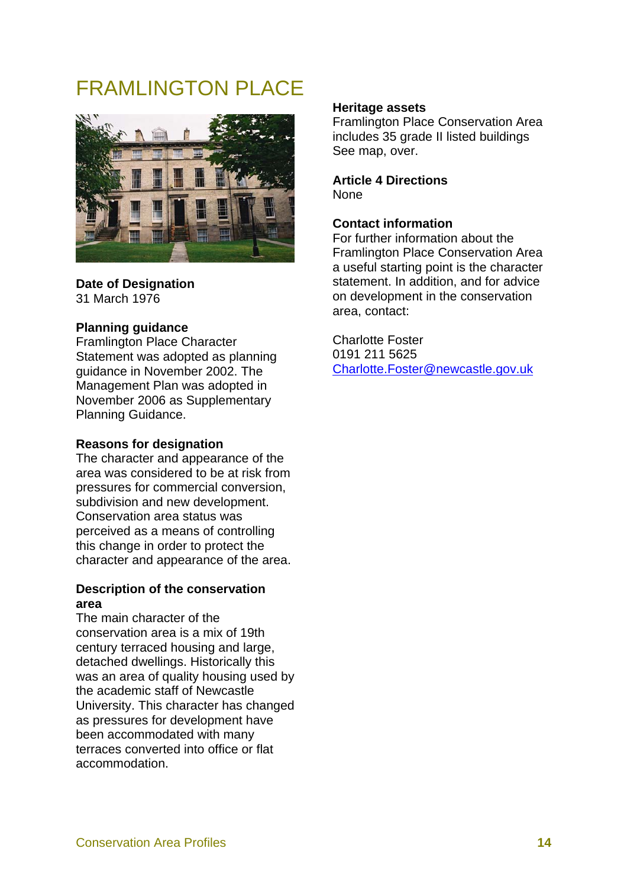# FRAMLINGTON PLACE

**Date of Designation**
31 March 1976

**Planning guidance**
Framlington Place Character Statement was adopted as planning guidance in November 2002. The Management Plan was adopted in November 2006 as Supplementary Planning Guidance.

**Reasons for designation**
The character and appearance of the area was considered to be at risk from pressures for commercial conversion, subdivision and new development. Conservation area status was perceived as a means of controlling this change in order to protect the character and appearance of the area.

**Description of the conservation area**
The main character of the conservation area is a mix of 19th century terraced housing and large, detached dwellings. Historically this was an area of quality housing used by the academic staff of Newcastle University. This character has changed as pressures for development have been accommodated with many terraces converted into office or flat accommodation.

**Heritage assets**
Framlington Place Conservation Area includes 35 grade II listed buildings
See map, over.

**Article 4 Directions**
None

**Contact information**
For further information about the Framlington Place Conservation Area a useful starting point is the character statement. In addition, and for advice on development in the conservation area, contact:

Charlotte Foster
0191 211 5625
Charlotte.Foster@newcastle.gov.uk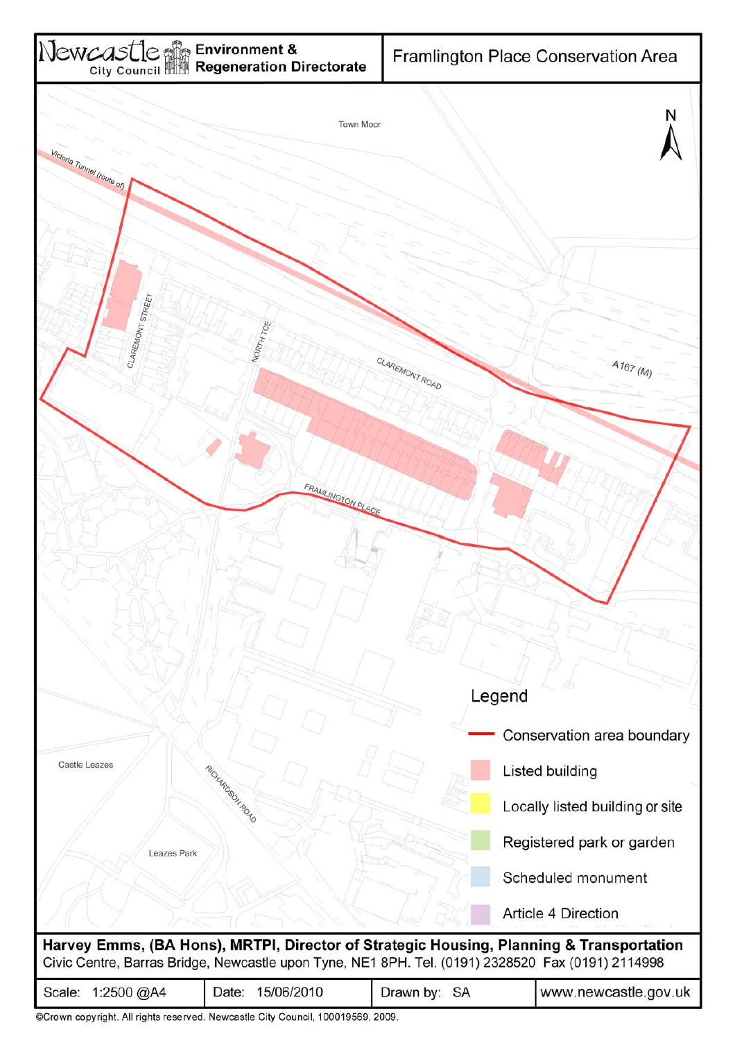**Newcastle City Council** | **Environment & Regeneration Directorate**

# Framlington Place Conservation Area

Town Moor

Victoria Tunnel (route of)

CLAREMONT STREET

NORTH TCE

CLAREMONT ROAD

A167 (M)

FRAMLINGTON PLACE

Castle Leazes

RICHARDSON ROAD

Leazes Park

N

## Legend

- Conservation area boundary
- Listed building
- Locally listed building or site
- Registered park or garden
- Scheduled monument
- Article 4 Direction

**Harvey Emms, (BA Hons), MRTPI, Director of Strategic Housing, Planning & Transportation**
Civic Centre, Barras Bridge, Newcastle upon Tyne, NE1 8PH. Tel. (0191) 2328520 Fax (0191) 2114998

| Scale: 1:2500 @A4 | Date: 15/06/2010 | Drawn by: SA | www.newcastle.gov.uk |
|---|---|---|---|

©Crown copyright. All rights reserved. Newcastle City Council, 100019569, 2009.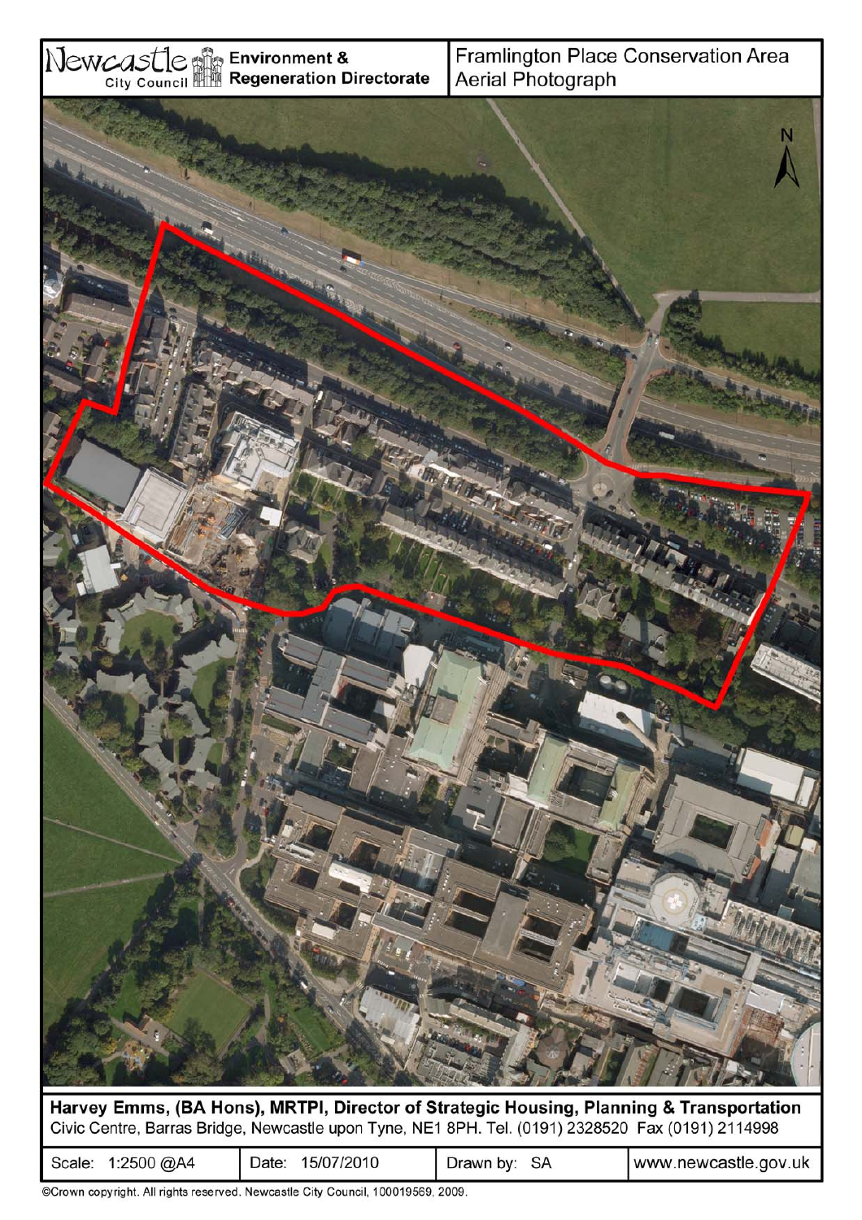Newcastle City Council

**Environment & Regeneration Directorate**

Framlington Place Conservation Area
Aerial Photograph

N

**Harvey Emms, (BA Hons), MRTPI, Director of Strategic Housing, Planning & Transportation**
Civic Centre, Barras Bridge, Newcastle upon Tyne, NE1 8PH. Tel. (0191) 2328520 Fax (0191) 2114998

| | | | |
|---|---|---|---|
| Scale: 1:2500 @A4 | Date: 15/07/2010 | Drawn by: SA | www.newcastle.gov.uk |

©Crown copyright. All rights reserved. Newcastle City Council, 100019569, 2009.